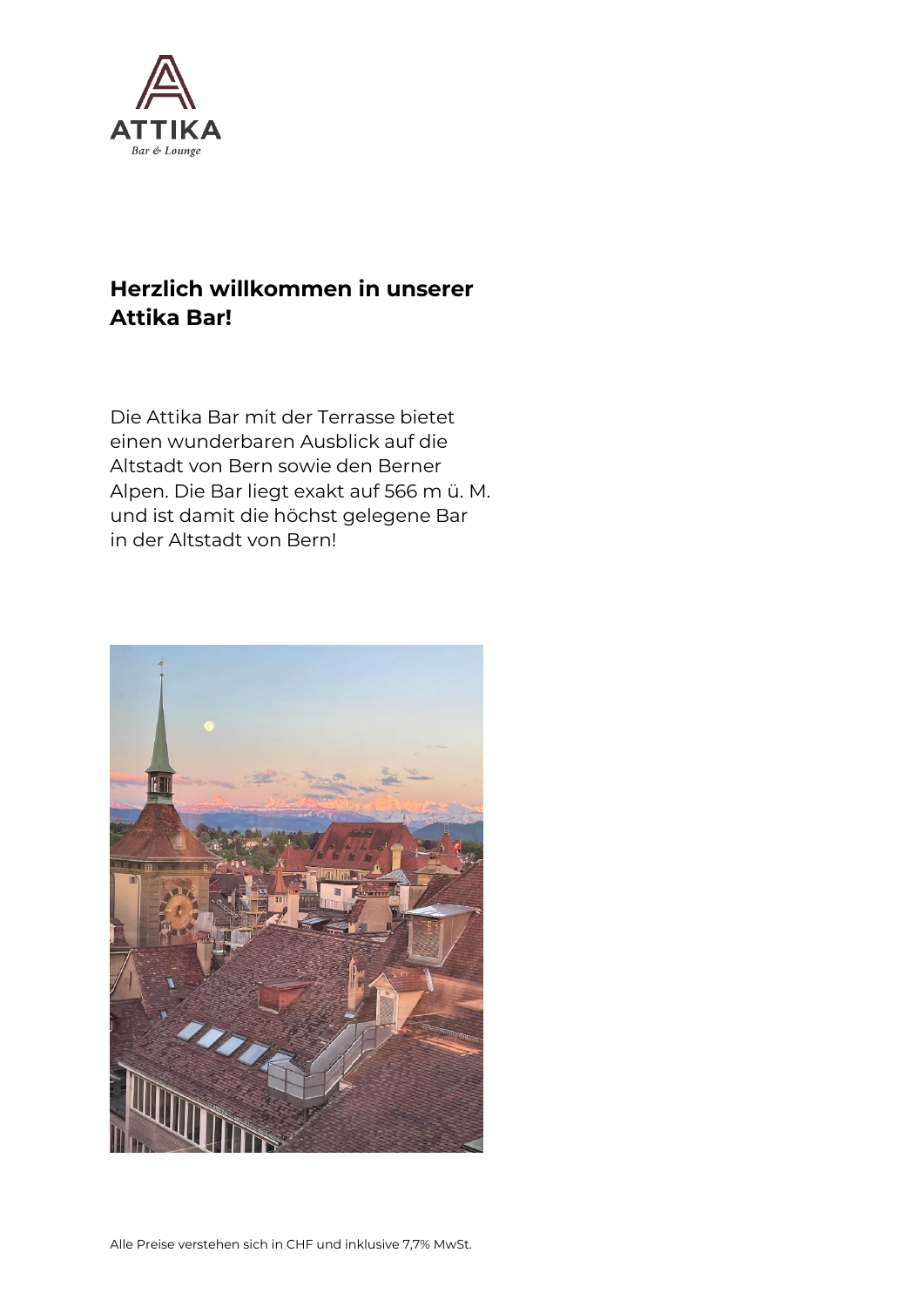ATTIKA

*Bar & Lounge*

## Herzlich willkommen in unserer Attika Bar!

Die Attika Bar mit der Terrasse bietet einen wunderbaren Ausblick auf die Altstadt von Bern sowie den Berner Alpen. Die Bar liegt exakt auf 566 m ü. M. und ist damit die höchst gelegene Bar in der Altstadt von Bern!

Alle Preise verstehen sich in CHF und inklusive 7,7% MwSt.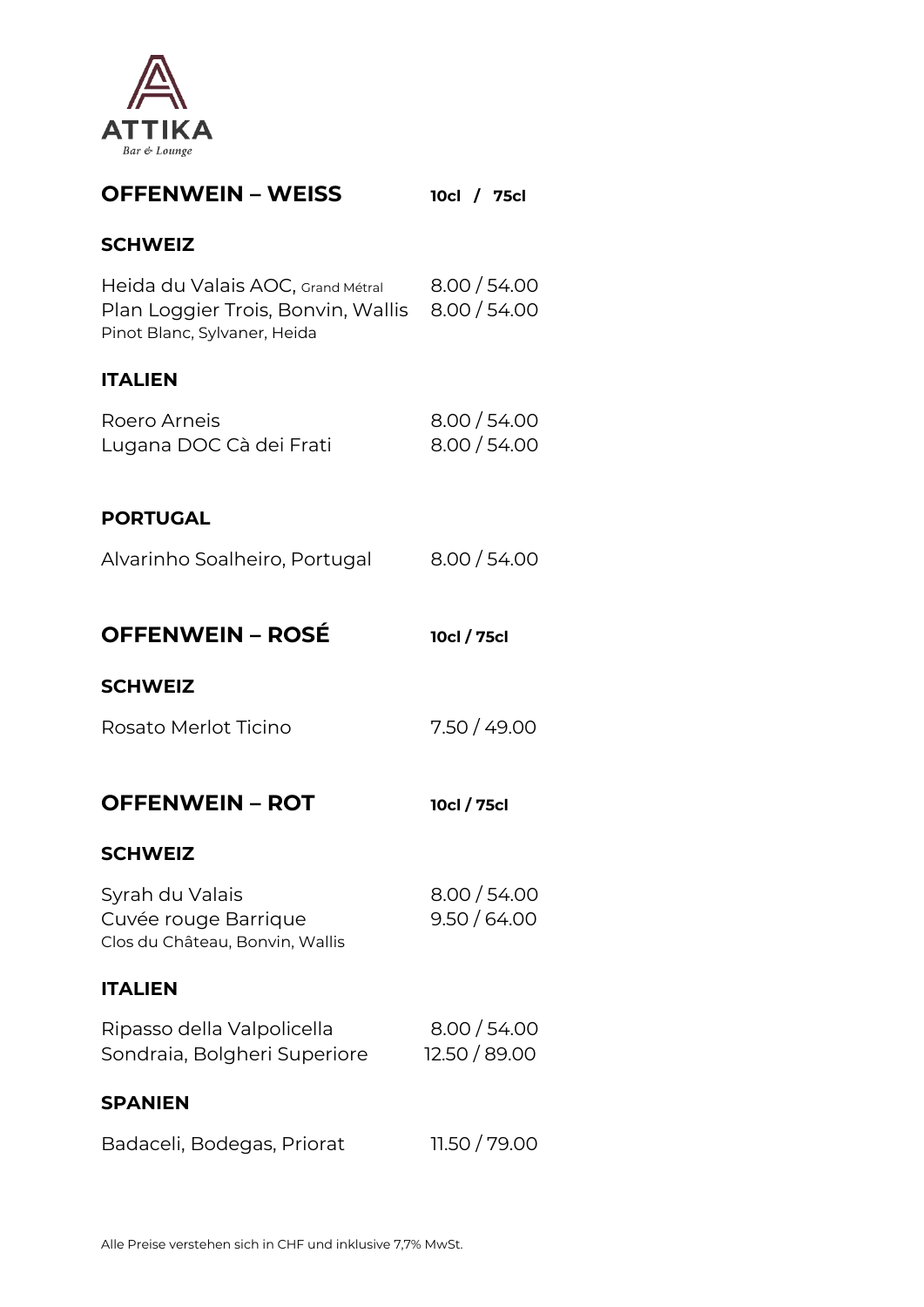ATTIKA
Bar & Lounge

# OFFENWEIN – WEISS

**10cl / 75cl**

## SCHWEIZ

| | |
|---|---|
| Heida du Valais AOC, Grand Métral | 8.00 / 54.00 |
| Plan Loggier Trois, Bonvin, Wallis<br>Pinot Blanc, Sylvaner, Heida | 8.00 / 54.00 |

## ITALIEN

| | |
|---|---|
| Roero Arneis | 8.00 / 54.00 |
| Lugana DOC Cà dei Frati | 8.00 / 54.00 |

## PORTUGAL

| | |
|---|---|
| Alvarinho Soalheiro, Portugal | 8.00 / 54.00 |

# OFFENWEIN – ROSÉ

**10cl / 75cl**

## SCHWEIZ

| | |
|---|---|
| Rosato Merlot Ticino | 7.50 / 49.00 |

# OFFENWEIN – ROT

**10cl / 75cl**

## SCHWEIZ

| | |
|---|---|
| Syrah du Valais | 8.00 / 54.00 |
| Cuvée rouge Barrique<br>Clos du Château, Bonvin, Wallis | 9.50 / 64.00 |

## ITALIEN

| | |
|---|---|
| Ripasso della Valpolicella | 8.00 / 54.00 |
| Sondraia, Bolgheri Superiore | 12.50 / 89.00 |

## SPANIEN

| | |
|---|---|
| Badaceli, Bodegas, Priorat | 11.50 / 79.00 |

Alle Preise verstehen sich in CHF und inklusive 7,7% MwSt.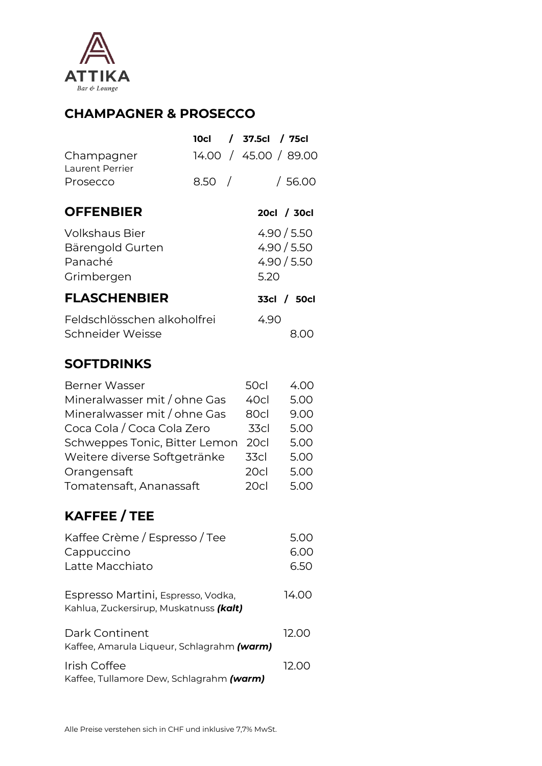ATTIKA

Bar & Lounge

## CHAMPAGNER & PROSECCO

| | 10cl | 37.5cl | 75cl |
|---|---|---|---|
| Champagner<br>Laurent Perrier | 14.00 | 45.00 | 89.00 |
| Prosecco | 8.50 | | 56.00 |

## OFFENBIER

| | 20cl | 30cl |
|---|---|---|
| Volkshaus Bier | 4.90 | 5.50 |
| Bärengold Gurten | 4.90 | 5.50 |
| Panaché | 4.90 | 5.50 |
| Grimbergen | 5.20 | |

## FLASCHENBIER

| | 33cl | 50cl |
|---|---|---|
| Feldschlösschen alkoholfrei | 4.90 | |
| Schneider Weisse | | 8.00 |

## SOFTDRINKS

| | | |
|---|---|---|
| Berner Wasser | 50cl | 4.00 |
| Mineralwasser mit / ohne Gas | 40cl | 5.00 |
| Mineralwasser mit / ohne Gas | 80cl | 9.00 |
| Coca Cola / Coca Cola Zero | 33cl | 5.00 |
| Schweppes Tonic, Bitter Lemon | 20cl | 5.00 |
| Weitere diverse Softgetränke | 33cl | 5.00 |
| Orangensaft | 20cl | 5.00 |
| Tomatensaft, Ananassaft | 20cl | 5.00 |

## KAFFEE / TEE

| | |
|---|---|
| Kaffee Crème / Espresso / Tee | 5.00 |
| Cappuccino | 6.00 |
| Latte Macchiato | 6.50 |

Espresso Martini, Espresso, Vodka, Kahlua, Zuckersirup, Muskatnuss ***(kalt)*** — 14.00

Dark Continent — 12.00
Kaffee, Amarula Liqueur, Schlagrahm ***(warm)***

Irish Coffee — 12.00
Kaffee, Tullamore Dew, Schlagrahm ***(warm)***

Alle Preise verstehen sich in CHF und inklusive 7,7% MwSt.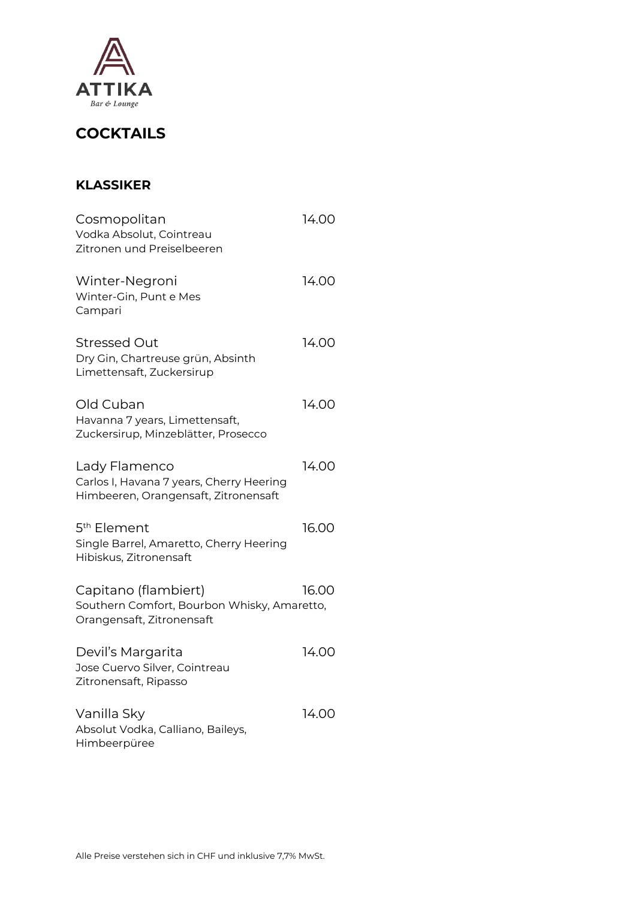ATTIKA
Bar & Lounge

# COCKTAILS

## KLASSIKER

Cosmopolitan 14.00
Vodka Absolut, Cointreau
Zitronen und Preiselbeeren

Winter-Negroni 14.00
Winter-Gin, Punt e Mes
Campari

Stressed Out 14.00
Dry Gin, Chartreuse grün, Absinth
Limettensaft, Zuckersirup

Old Cuban 14.00
Havanna 7 years, Limettensaft,
Zuckersirup, Minzeblätter, Prosecco

Lady Flamenco 14.00
Carlos I, Havana 7 years, Cherry Heering
Himbeeren, Orangensaft, Zitronensaft

5th Element 16.00
Single Barrel, Amaretto, Cherry Heering
Hibiskus, Zitronensaft

Capitano (flambiert) 16.00
Southern Comfort, Bourbon Whisky, Amaretto,
Orangensaft, Zitronensaft

Devil's Margarita 14.00
Jose Cuervo Silver, Cointreau
Zitronensaft, Ripasso

Vanilla Sky 14.00
Absolut Vodka, Calliano, Baileys,
Himbeerpüree

Alle Preise verstehen sich in CHF und inklusive 7,7% MwSt.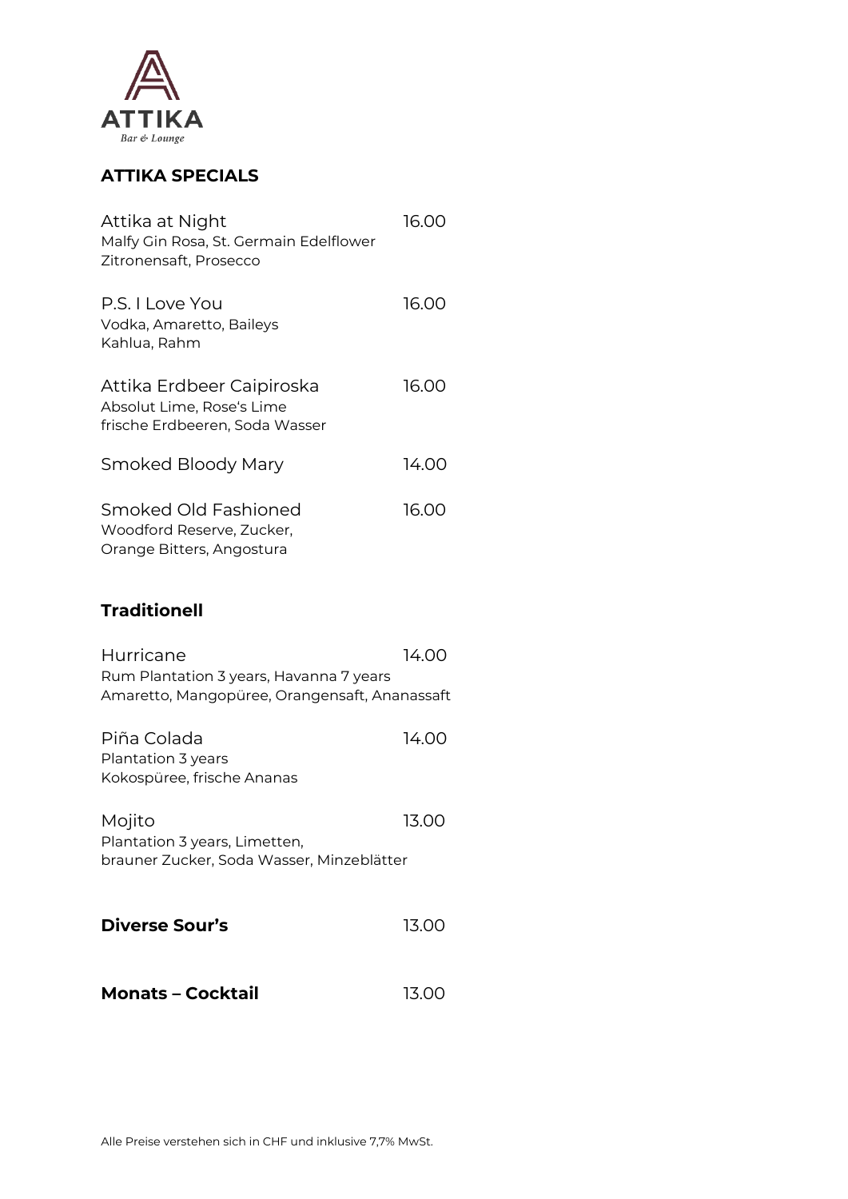ATTIKA
Bar & Lounge

## ATTIKA SPECIALS

Attika at Night 16.00
Malfy Gin Rosa, St. Germain Edelflower
Zitronensaft, Prosecco

P.S. I Love You 16.00
Vodka, Amaretto, Baileys
Kahlua, Rahm

Attika Erdbeer Caipiroska 16.00
Absolut Lime, Rose's Lime
frische Erdbeeren, Soda Wasser

Smoked Bloody Mary 14.00

Smoked Old Fashioned 16.00
Woodford Reserve, Zucker,
Orange Bitters, Angostura

## Traditionell

Hurricane 14.00
Rum Plantation 3 years, Havanna 7 years
Amaretto, Mangopüree, Orangensaft, Ananassaft

Piña Colada 14.00
Plantation 3 years
Kokospüree, frische Ananas

Mojito 13.00
Plantation 3 years, Limetten,
brauner Zucker, Soda Wasser, Minzeblätter

**Diverse Sour's** 13.00

**Monats – Cocktail** 13.00

Alle Preise verstehen sich in CHF und inklusive 7,7% MwSt.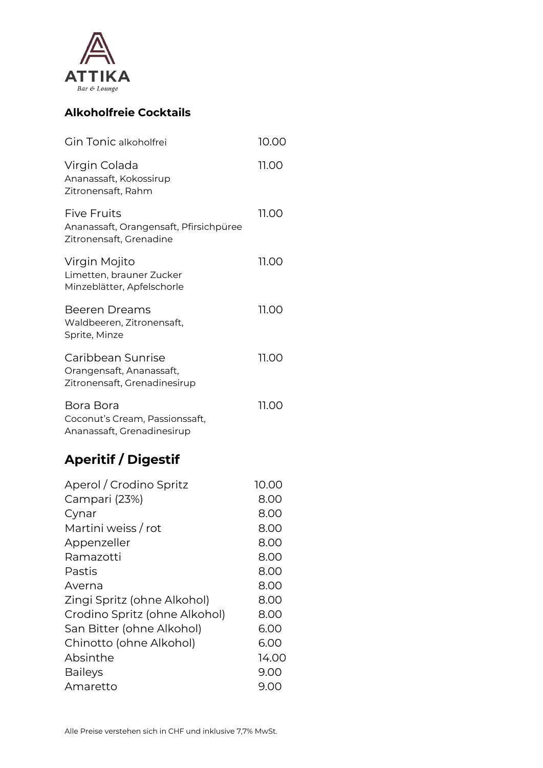ATTIKA

Bar & Lounge

## Alkoholfreie Cocktails

| | |
|---|---|
| Gin Tonic alkoholfrei | 10.00 |
| Virgin Colada<br>Ananassaft, Kokossirup<br>Zitronensaft, Rahm | 11.00 |
| Five Fruits<br>Ananassaft, Orangensaft, Pfirsichpüree<br>Zitronensaft, Grenadine | 11.00 |
| Virgin Mojito<br>Limetten, brauner Zucker<br>Minzeblätter, Apfelschorle | 11.00 |
| Beeren Dreams<br>Waldbeeren, Zitronensaft,<br>Sprite, Minze | 11.00 |
| Caribbean Sunrise<br>Orangensaft, Ananassaft,<br>Zitronensaft, Grenadinesirup | 11.00 |
| Bora Bora<br>Coconut's Cream, Passionssaft,<br>Ananassaft, Grenadinesirup | 11.00 |

## Aperitif / Digestif

| | |
|---|---|
| Aperol / Crodino Spritz | 10.00 |
| Campari (23%) | 8.00 |
| Cynar | 8.00 |
| Martini weiss / rot | 8.00 |
| Appenzeller | 8.00 |
| Ramazotti | 8.00 |
| Pastis | 8.00 |
| Averna | 8.00 |
| Zingi Spritz (ohne Alkohol) | 8.00 |
| Crodino Spritz (ohne Alkohol) | 8.00 |
| San Bitter (ohne Alkohol) | 6.00 |
| Chinotto (ohne Alkohol) | 6.00 |
| Absinthe | 14.00 |
| Baileys | 9.00 |
| Amaretto | 9.00 |

Alle Preise verstehen sich in CHF und inklusive 7,7% MwSt.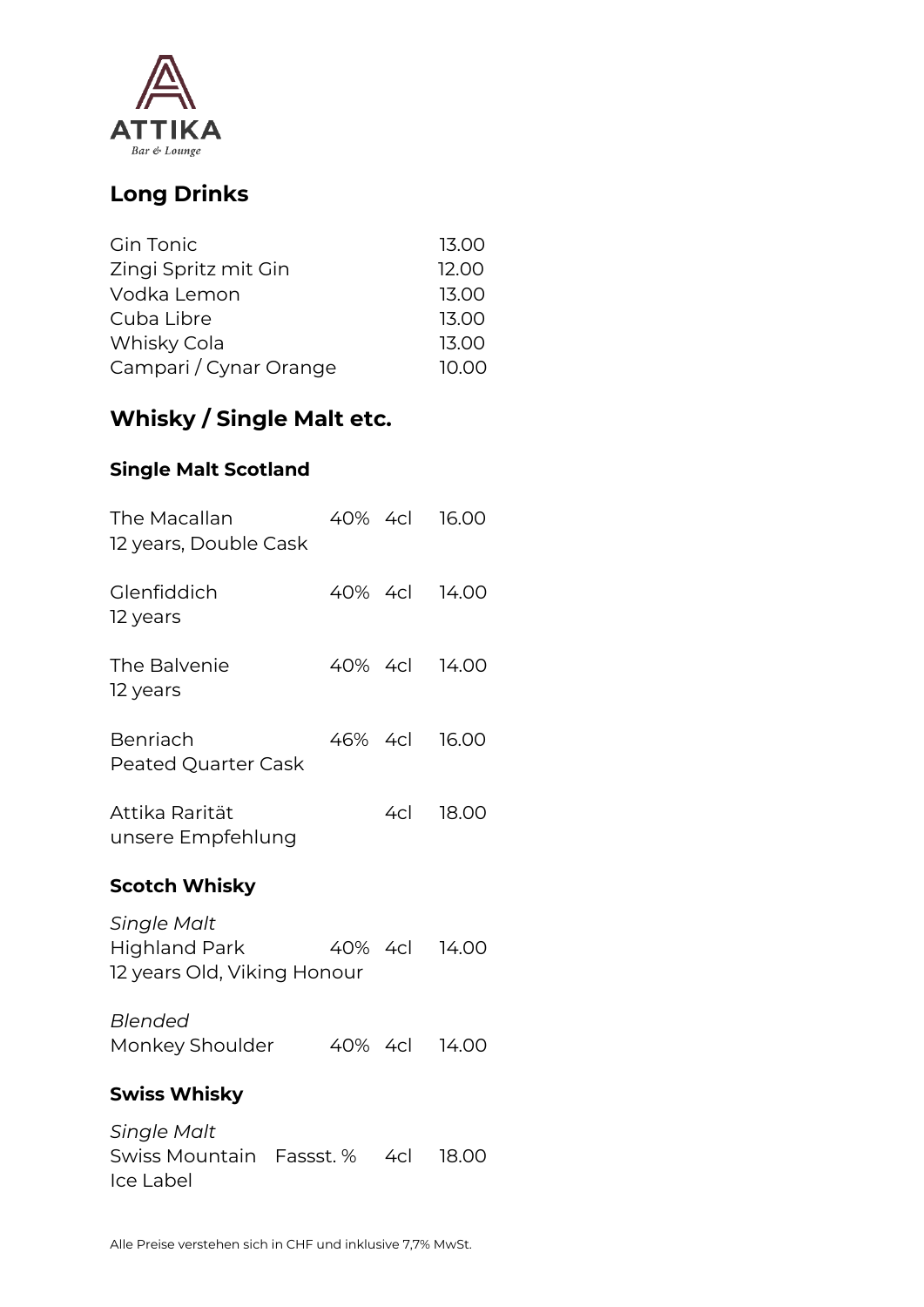ATTIKA
Bar & Lounge

## Long Drinks

| | |
|---|---|
| Gin Tonic | 13.00 |
| Zingi Spritz mit Gin | 12.00 |
| Vodka Lemon | 13.00 |
| Cuba Libre | 13.00 |
| Whisky Cola | 13.00 |
| Campari / Cynar Orange | 10.00 |

## Whisky / Single Malt etc.

### Single Malt Scotland

| | | | |
|---|---|---|---|
| The Macallan<br>12 years, Double Cask | 40% | 4cl | 16.00 |
| Glenfiddich<br>12 years | 40% | 4cl | 14.00 |
| The Balvenie<br>12 years | 40% | 4cl | 14.00 |
| Benriach<br>Peated Quarter Cask | 46% | 4cl | 16.00 |
| Attika Rarität<br>unsere Empfehlung | | 4cl | 18.00 |

### Scotch Whisky

| | | | |
|---|---|---|---|
| *Single Malt*<br>Highland Park<br>12 years Old, Viking Honour | 40% | 4cl | 14.00 |
| *Blended*<br>Monkey Shoulder | 40% | 4cl | 14.00 |

### Swiss Whisky

| | | | |
|---|---|---|---|
| *Single Malt*<br>Swiss Mountain<br>Ice Label | Fassst. % | 4cl | 18.00 |

Alle Preise verstehen sich in CHF und inklusive 7,7% MwSt.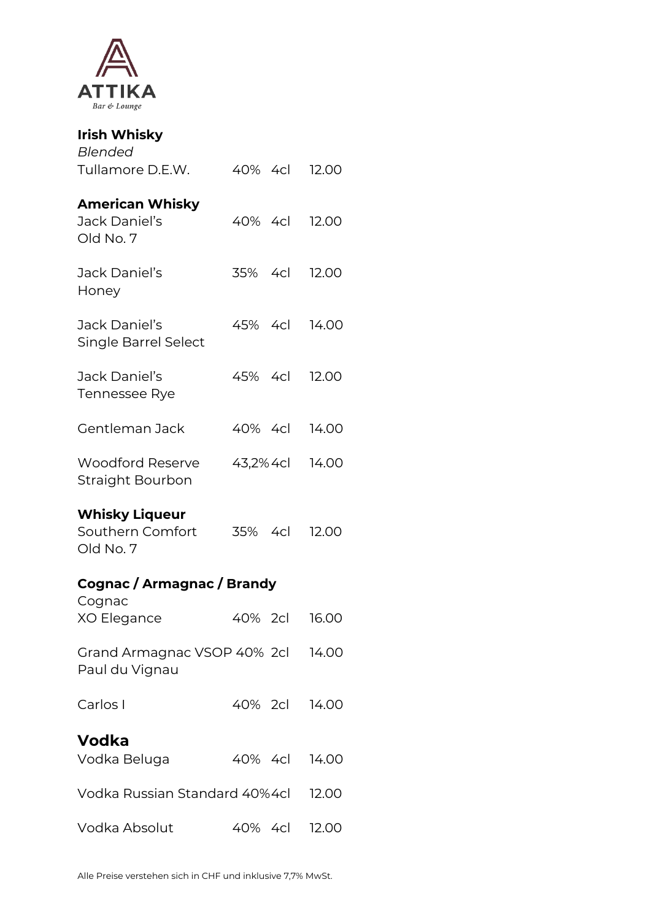**ATTIKA**
*Bar & Lounge*

## Irish Whisky

*Blended*

| | | | |
|---|---|---|---|
| Tullamore D.E.W. | 40% | 4cl | 12.00 |

## American Whisky

| | | | |
|---|---|---|---|
| Jack Daniel's Old No. 7 | 40% | 4cl | 12.00 |
| Jack Daniel's Honey | 35% | 4cl | 12.00 |
| Jack Daniel's Single Barrel Select | 45% | 4cl | 14.00 |
| Jack Daniel's Tennessee Rye | 45% | 4cl | 12.00 |
| Gentleman Jack | 40% | 4cl | 14.00 |
| Woodford Reserve Straight Bourbon | 43,2% | 4cl | 14.00 |

## Whisky Liqueur

| | | | |
|---|---|---|---|
| Southern Comfort Old No. 7 | 35% | 4cl | 12.00 |

## Cognac / Armagnac / Brandy

| | | | |
|---|---|---|---|
| Cognac XO Elegance | 40% | 2cl | 16.00 |
| Grand Armagnac VSOP Paul du Vignau | 40% | 2cl | 14.00 |
| Carlos I | 40% | 2cl | 14.00 |

## Vodka

| | | | |
|---|---|---|---|
| Vodka Beluga | 40% | 4cl | 14.00 |
| Vodka Russian Standard | 40% | 4cl | 12.00 |
| Vodka Absolut | 40% | 4cl | 12.00 |

Alle Preise verstehen sich in CHF und inklusive 7,7% MwSt.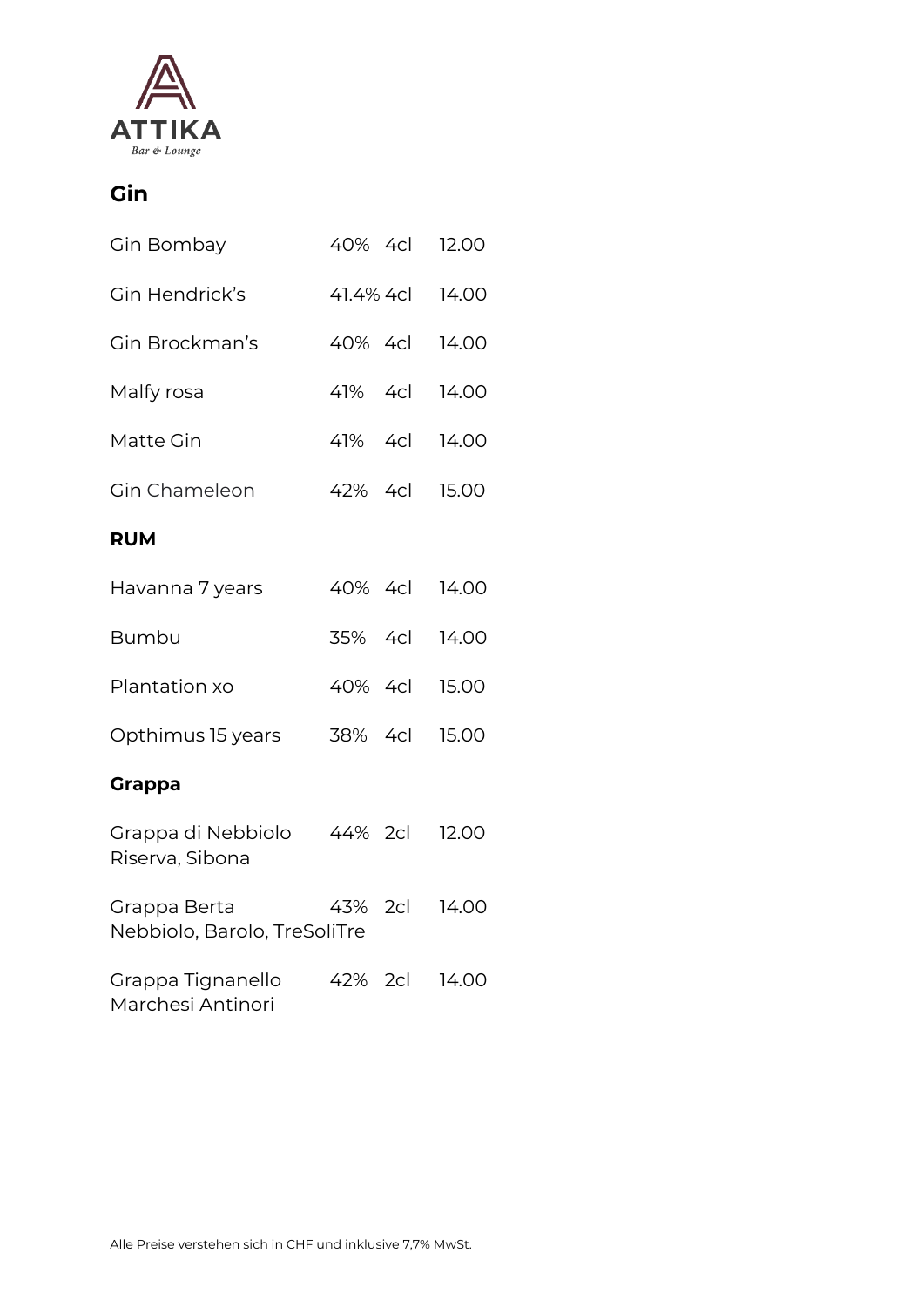ATTIKA
Bar & Lounge

## Gin

| | | | |
|---|---|---|---|
| Gin Bombay | 40% | 4cl | 12.00 |
| Gin Hendrick's | 41.4% | 4cl | 14.00 |
| Gin Brockman's | 40% | 4cl | 14.00 |
| Malfy rosa | 41% | 4cl | 14.00 |
| Matte Gin | 41% | 4cl | 14.00 |
| Gin Chameleon | 42% | 4cl | 15.00 |

## RUM

| | | | |
|---|---|---|---|
| Havanna 7 years | 40% | 4cl | 14.00 |
| Bumbu | 35% | 4cl | 14.00 |
| Plantation xo | 40% | 4cl | 15.00 |
| Opthimus 15 years | 38% | 4cl | 15.00 |

## Grappa

| | | | |
|---|---|---|---|
| Grappa di Nebbiolo Riserva, Sibona | 44% | 2cl | 12.00 |
| Grappa Berta Nebbiolo, Barolo, TreSoliTre | 43% | 2cl | 14.00 |
| Grappa Tignanello Marchesi Antinori | 42% | 2cl | 14.00 |

Alle Preise verstehen sich in CHF und inklusive 7,7% MwSt.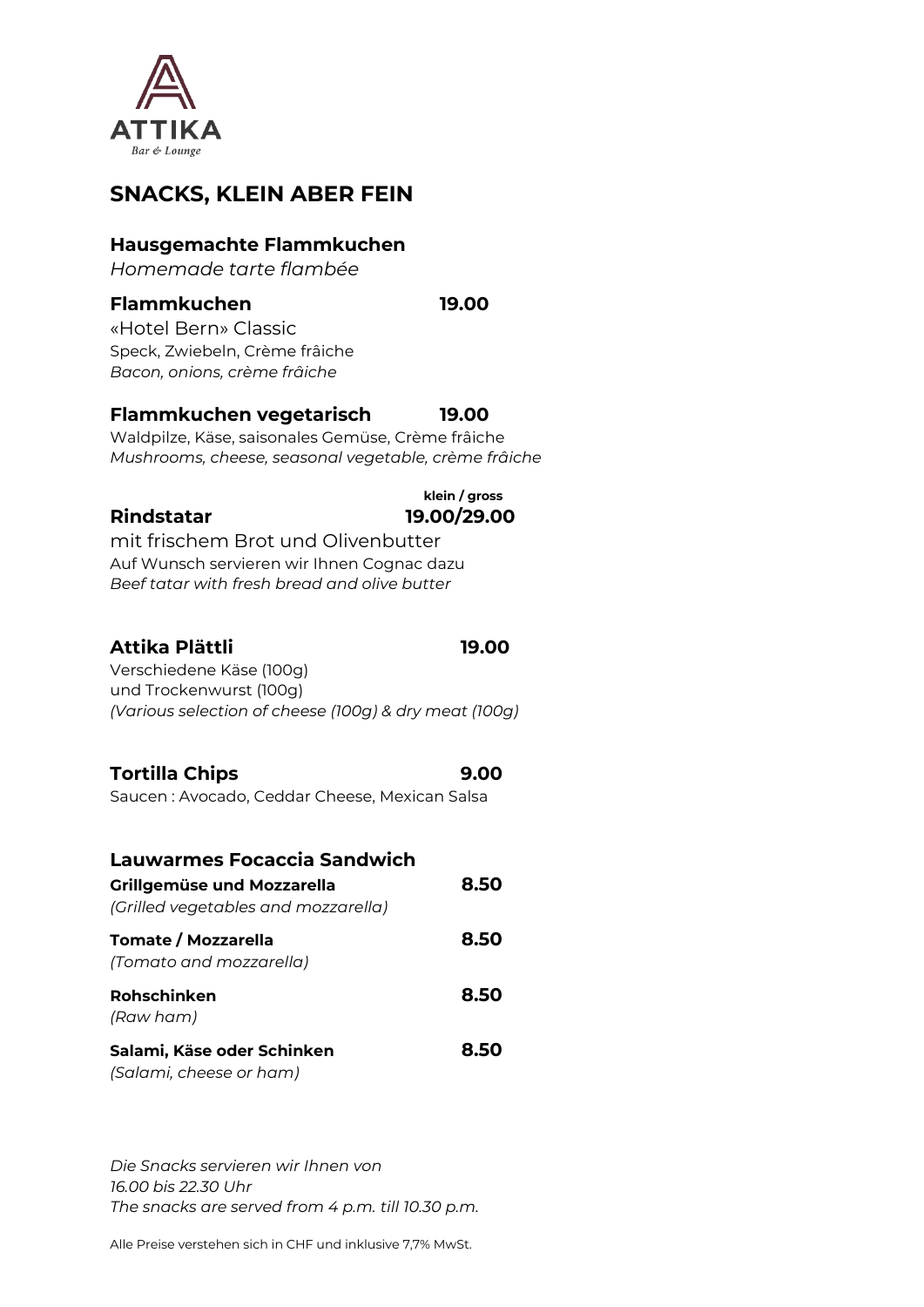ATTIKA
Bar & Lounge

# SNACKS, KLEIN ABER FEIN

## Hausgemachte Flammkuchen
*Homemade tarte flambée*

**Flammkuchen** **19.00**
«Hotel Bern» Classic
Speck, Zwiebeln, Crème fraîche
*Bacon, onions, crème fraîche*

**Flammkuchen vegetarisch** **19.00**
Waldpilze, Käse, saisonales Gemüse, Crème fraîche
*Mushrooms, cheese, seasonal vegetable, crème fraîche*

**klein / gross**
**Rindstatar** **19.00/29.00**
mit frischem Brot und Olivenbutter
Auf Wunsch servieren wir Ihnen Cognac dazu
*Beef tatar with fresh bread and olive butter*

**Attika Plättli** **19.00**
Verschiedene Käse (100g)
und Trockenwurst (100g)
*(Various selection of cheese (100g) & dry meat (100g)*

**Tortilla Chips** **9.00**
Saucen : Avocado, Ceddar Cheese, Mexican Salsa

## Lauwarmes Focaccia Sandwich

**Grillgemüse und Mozzarella** **8.50**
*(Grilled vegetables and mozzarella)*

**Tomate / Mozzarella** **8.50**
*(Tomato and mozzarella)*

**Rohschinken** **8.50**
*(Raw ham)*

**Salami, Käse oder Schinken** **8.50**
*(Salami, cheese or ham)*

*Die Snacks servieren wir Ihnen von*
*16.00 bis 22.30 Uhr*
*The snacks are served from 4 p.m. till 10.30 p.m.*

Alle Preise verstehen sich in CHF und inklusive 7,7% MwSt.